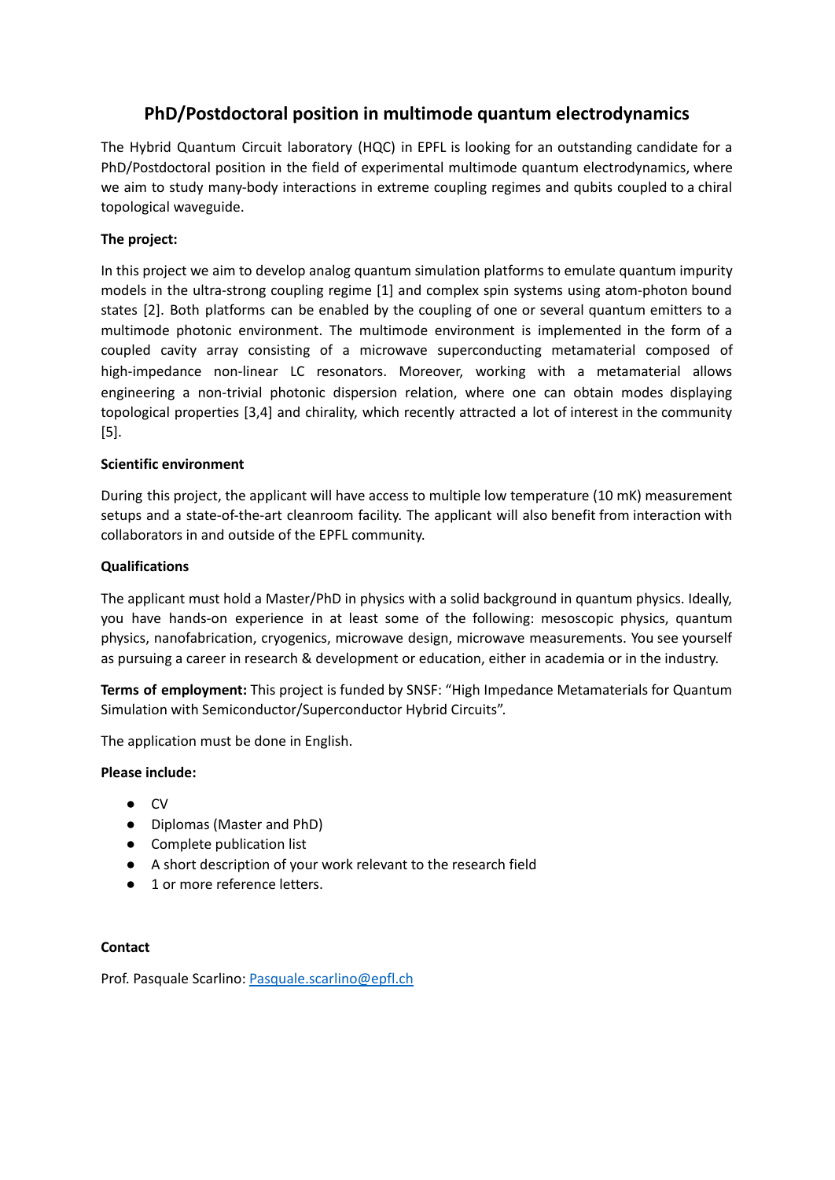# PhD/Postdoctoral position in multimode quantum electrodynamics

The Hybrid Quantum Circuit laboratory (HQC) in EPFL is looking for an outstanding candidate for a PhD/Postdoctoral position in the field of experimental multimode quantum electrodynamics, where we aim to study many-body interactions in extreme coupling regimes and qubits coupled to a chiral topological waveguide.

**The project:**

In this project we aim to develop analog quantum simulation platforms to emulate quantum impurity models in the ultra-strong coupling regime [1] and complex spin systems using atom-photon bound states [2]. Both platforms can be enabled by the coupling of one or several quantum emitters to a multimode photonic environment. The multimode environment is implemented in the form of a coupled cavity array consisting of a microwave superconducting metamaterial composed of high-impedance non-linear LC resonators. Moreover, working with a metamaterial allows engineering a non-trivial photonic dispersion relation, where one can obtain modes displaying topological properties [3,4] and chirality, which recently attracted a lot of interest in the community [5].

**Scientific environment**

During this project, the applicant will have access to multiple low temperature (10 mK) measurement setups and a state-of-the-art cleanroom facility. The applicant will also benefit from interaction with collaborators in and outside of the EPFL community.

**Qualifications**

The applicant must hold a Master/PhD in physics with a solid background in quantum physics. Ideally, you have hands-on experience in at least some of the following: mesoscopic physics, quantum physics, nanofabrication, cryogenics, microwave design, microwave measurements. You see yourself as pursuing a career in research & development or education, either in academia or in the industry.

**Terms of employment:** This project is funded by SNSF: "High Impedance Metamaterials for Quantum Simulation with Semiconductor/Superconductor Hybrid Circuits".

The application must be done in English.

**Please include:**

- CV
- Diplomas (Master and PhD)
- Complete publication list
- A short description of your work relevant to the research field
- 1 or more reference letters.

**Contact**

Prof. Pasquale Scarlino: Pasquale.scarlino@epfl.ch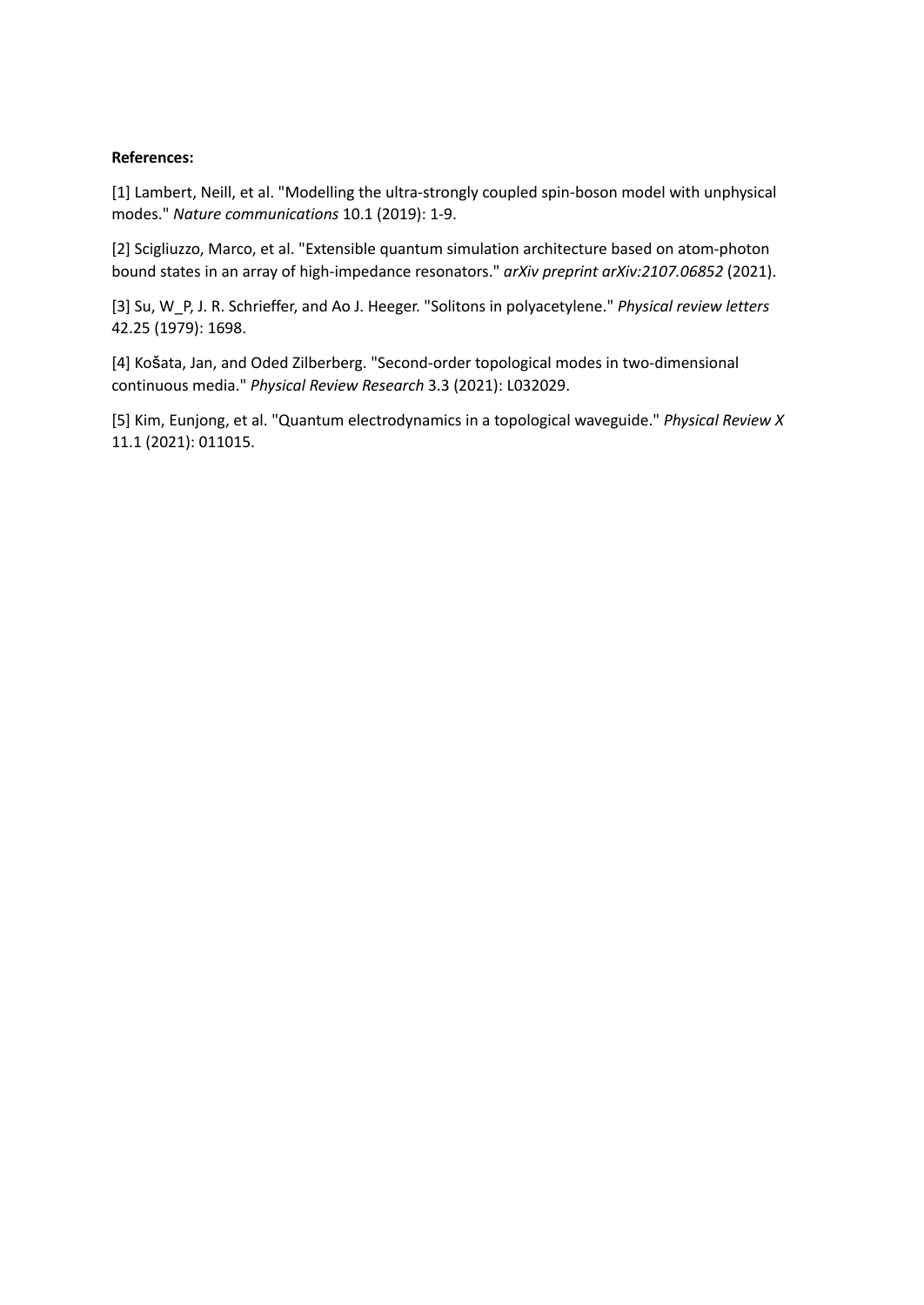**References:**

[1] Lambert, Neill, et al. "Modelling the ultra-strongly coupled spin-boson model with unphysical modes." *Nature communications* 10.1 (2019): 1-9.

[2] Scigliuzzo, Marco, et al. "Extensible quantum simulation architecture based on atom-photon bound states in an array of high-impedance resonators." *arXiv preprint arXiv:2107.06852* (2021).

[3] Su, W_P, J. R. Schrieffer, and Ao J. Heeger. "Solitons in polyacetylene." *Physical review letters* 42.25 (1979): 1698.

[4] Košata, Jan, and Oded Zilberberg. "Second-order topological modes in two-dimensional continuous media." *Physical Review Research* 3.3 (2021): L032029.

[5] Kim, Eunjong, et al. "Quantum electrodynamics in a topological waveguide." *Physical Review X* 11.1 (2021): 011015.